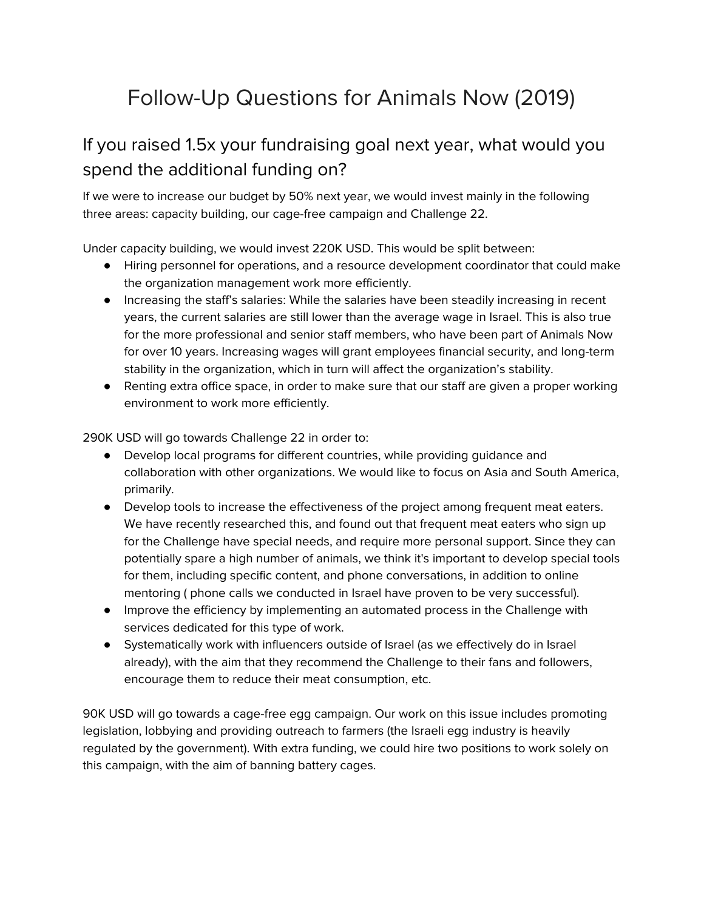# Follow-Up Questions for Animals Now (2019)

## If you raised 1.5x your fundraising goal next year, what would you spend the additional funding on?

If we were to increase our budget by 50% next year, we would invest mainly in the following three areas: capacity building, our cage-free campaign and Challenge 22.

Under capacity building, we would invest 220K USD. This would be split between:

- Hiring personnel for operations, and a resource development coordinator that could make the organization management work more efficiently.
- Increasing the staff's salaries: While the salaries have been steadily increasing in recent years, the current salaries are still lower than the average wage in Israel. This is also true for the more professional and senior staff members, who have been part of Animals Now for over 10 years. Increasing wages will grant employees financial security, and long-term stability in the organization, which in turn will affect the organization's stability.
- Renting extra office space, in order to make sure that our staff are given a proper working environment to work more efficiently.

290K USD will go towards Challenge 22 in order to:

- Develop local programs for different countries, while providing guidance and collaboration with other organizations. We would like to focus on Asia and South America, primarily.
- Develop tools to increase the effectiveness of the project among frequent meat eaters. We have recently researched this, and found out that frequent meat eaters who sign up for the Challenge have special needs, and require more personal support. Since they can potentially spare a high number of animals, we think it's important to develop special tools for them, including specific content, and phone conversations, in addition to online mentoring ( phone calls we conducted in Israel have proven to be very successful).
- Improve the efficiency by implementing an automated process in the Challenge with services dedicated for this type of work.
- Systematically work with influencers outside of Israel (as we effectively do in Israel already), with the aim that they recommend the Challenge to their fans and followers, encourage them to reduce their meat consumption, etc.

90K USD will go towards a cage-free egg campaign. Our work on this issue includes promoting legislation, lobbying and providing outreach to farmers (the Israeli egg industry is heavily regulated by the government). With extra funding, we could hire two positions to work solely on this campaign, with the aim of banning battery cages.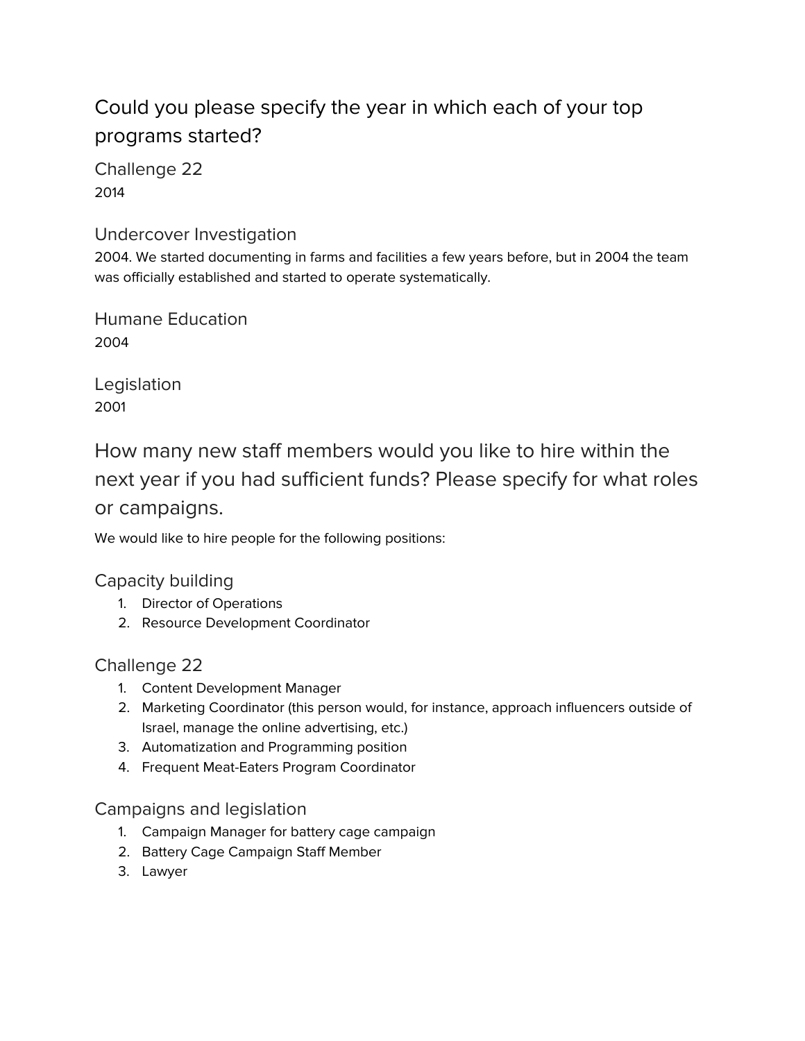## Could you please specify the year in which each of your top programs started?

### Challenge 22

2014

### Undercover Investigation

2004. We started documenting in farms and facilities a few years before, but in 2004 the team was officially established and started to operate systematically.

### Humane Education

2004

### Legislation

2001

## How many new staff members would you like to hire within the next year if you had sufficient funds? Please specify for what roles or campaigns.

We would like to hire people for the following positions:

### Capacity building

1. Director of Operations
2. Resource Development Coordinator

### Challenge 22

1. Content Development Manager
2. Marketing Coordinator (this person would, for instance, approach influencers outside of Israel, manage the online advertising, etc.)
3. Automatization and Programming position
4. Frequent Meat-Eaters Program Coordinator

### Campaigns and legislation

1. Campaign Manager for battery cage campaign
2. Battery Cage Campaign Staff Member
3. Lawyer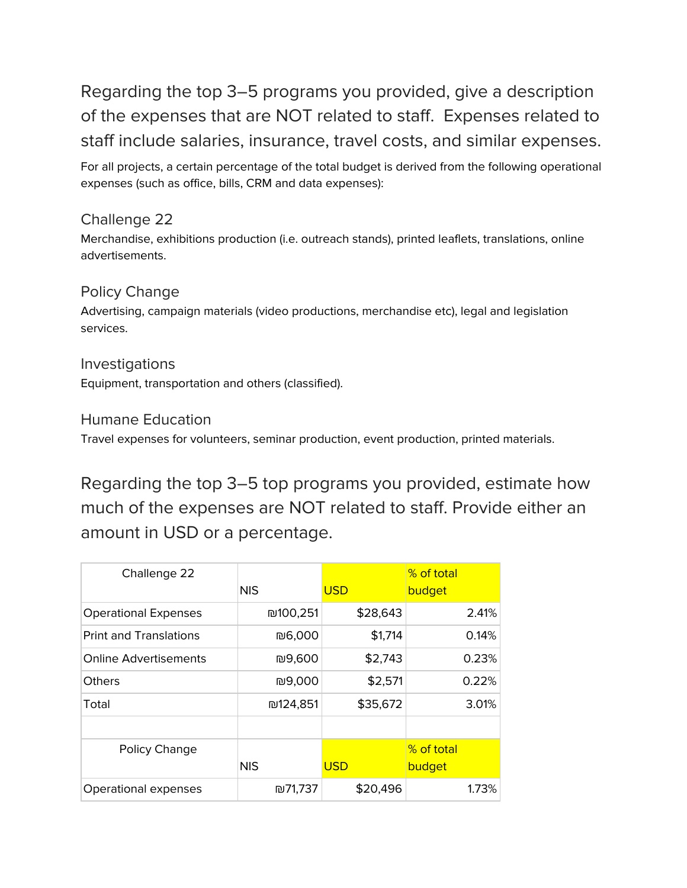## Regarding the top 3–5 programs you provided, give a description of the expenses that are NOT related to staff. Expenses related to staff include salaries, insurance, travel costs, and similar expenses.

For all projects, a certain percentage of the total budget is derived from the following operational expenses (such as office, bills, CRM and data expenses):

### Challenge 22

Merchandise, exhibitions production (i.e. outreach stands), printed leaflets, translations, online advertisements.

### Policy Change

Advertising, campaign materials (video productions, merchandise etc), legal and legislation services.

### Investigations

Equipment, transportation and others (classified).

### Humane Education

Travel expenses for volunteers, seminar production, event production, printed materials.

## Regarding the top 3–5 top programs you provided, estimate how much of the expenses are NOT related to staff. Provide either an amount in USD or a percentage.

| Challenge 22 | NIS | USD | % of total budget |
|---|---|---|---|
| Operational Expenses | ₪100,251 | $28,643 | 2.41% |
| Print and Translations | ₪6,000 | $1,714 | 0.14% |
| Online Advertisements | ₪9,600 | $2,743 | 0.23% |
| Others | ₪9,000 | $2,571 | 0.22% |
| Total | ₪124,851 | $35,672 | 3.01% |
| | | | |
| Policy Change | NIS | USD | % of total budget |
| Operational expenses | ₪71,737 | $20,496 | 1.73% |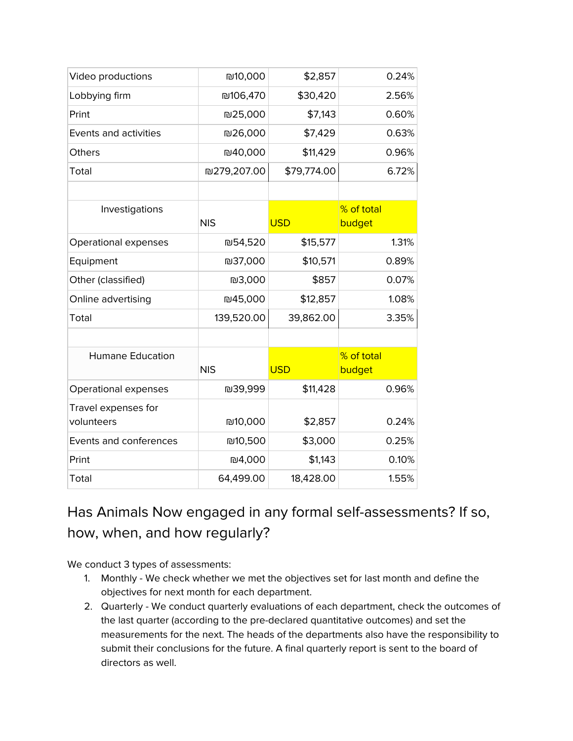| | | | |
|---|---|---|---|
| Video productions | ₪10,000 | $2,857 | 0.24% |
| Lobbying firm | ₪106,470 | $30,420 | 2.56% |
| Print | ₪25,000 | $7,143 | 0.60% |
| Events and activities | ₪26,000 | $7,429 | 0.63% |
| Others | ₪40,000 | $11,429 | 0.96% |
| Total | ₪279,207.00 | $79,774.00 | 6.72% |

| Investigations | NIS | USD | % of total budget |
|---|---|---|---|
| Operational expenses | ₪54,520 | $15,577 | 1.31% |
| Equipment | ₪37,000 | $10,571 | 0.89% |
| Other (classified) | ₪3,000 | $857 | 0.07% |
| Online advertising | ₪45,000 | $12,857 | 1.08% |
| Total | 139,520.00 | 39,862.00 | 3.35% |

| Humane Education | NIS | USD | % of total budget |
|---|---|---|---|
| Operational expenses | ₪39,999 | $11,428 | 0.96% |
| Travel expenses for volunteers | ₪10,000 | $2,857 | 0.24% |
| Events and conferences | ₪10,500 | $3,000 | 0.25% |
| Print | ₪4,000 | $1,143 | 0.10% |
| Total | 64,499.00 | 18,428.00 | 1.55% |

## Has Animals Now engaged in any formal self-assessments? If so, how, when, and how regularly?

We conduct 3 types of assessments:

1. Monthly - We check whether we met the objectives set for last month and define the objectives for next month for each department.
2. Quarterly - We conduct quarterly evaluations of each department, check the outcomes of the last quarter (according to the pre-declared quantitative outcomes) and set the measurements for the next. The heads of the departments also have the responsibility to submit their conclusions for the future. A final quarterly report is sent to the board of directors as well.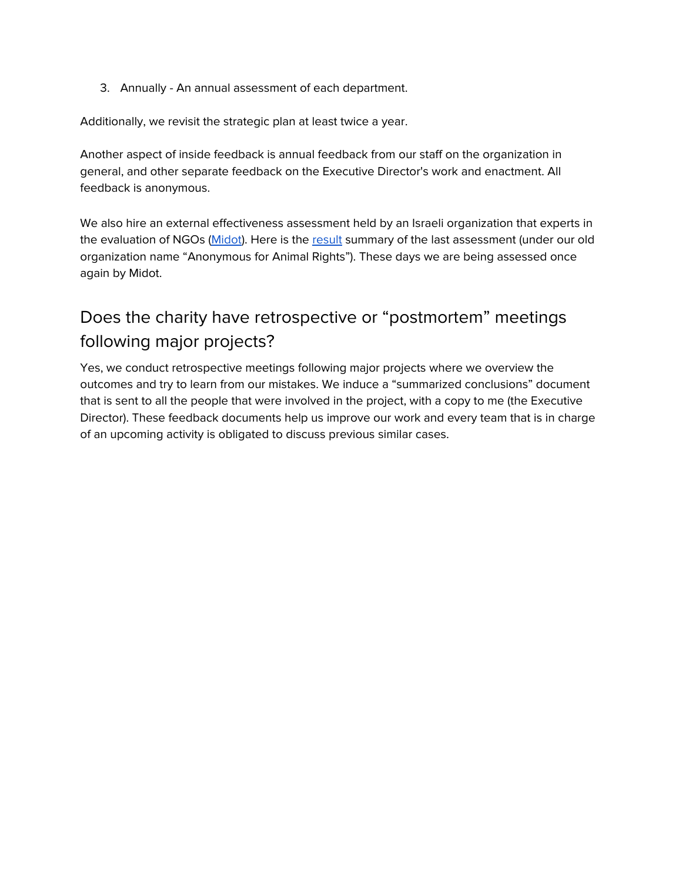3. Annually - An annual assessment of each department.

Additionally, we revisit the strategic plan at least twice a year.

Another aspect of inside feedback is annual feedback from our staff on the organization in general, and other separate feedback on the Executive Director's work and enactment. All feedback is anonymous.

We also hire an external effectiveness assessment held by an Israeli organization that experts in the evaluation of NGOs (Midot). Here is the result summary of the last assessment (under our old organization name "Anonymous for Animal Rights"). These days we are being assessed once again by Midot.

## Does the charity have retrospective or "postmortem" meetings following major projects?

Yes, we conduct retrospective meetings following major projects where we overview the outcomes and try to learn from our mistakes. We induce a "summarized conclusions" document that is sent to all the people that were involved in the project, with a copy to me (the Executive Director). These feedback documents help us improve our work and every team that is in charge of an upcoming activity is obligated to discuss previous similar cases.